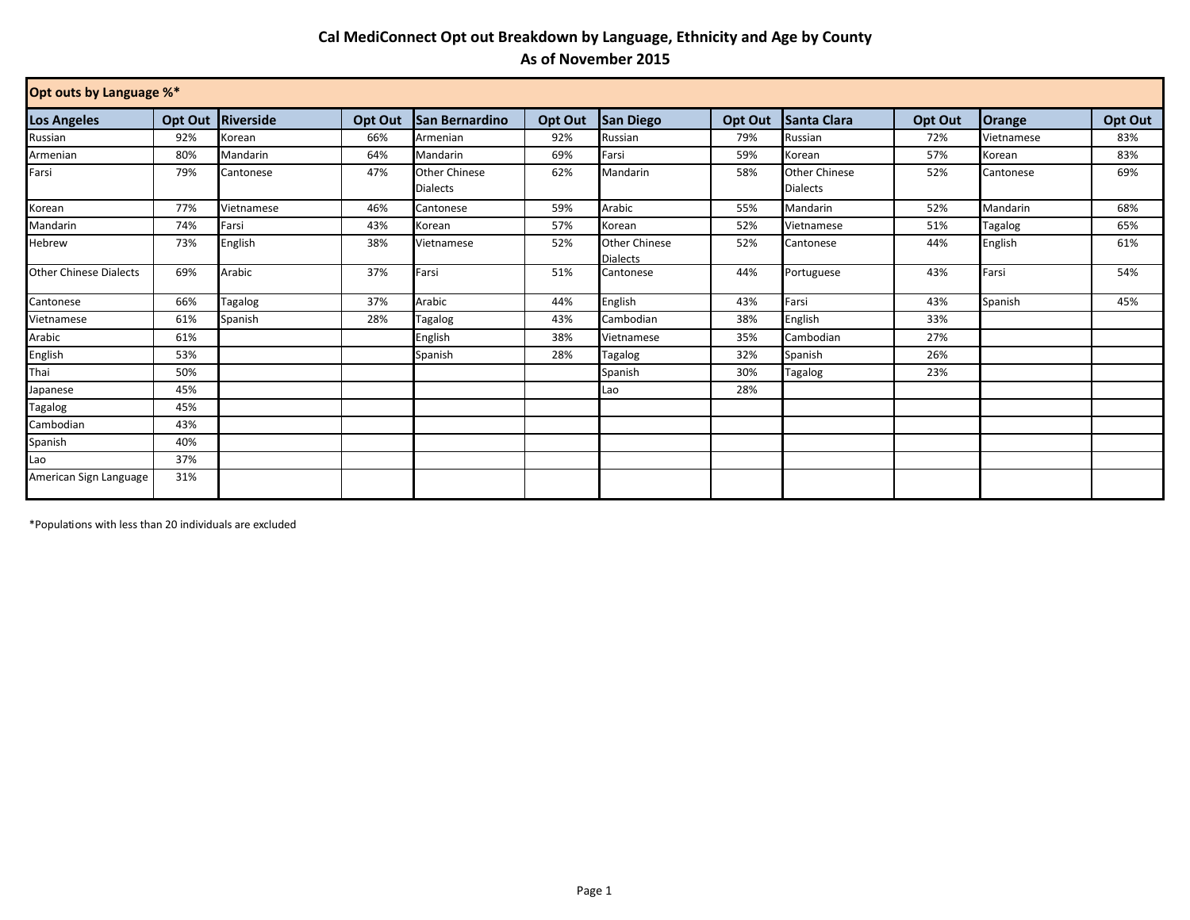# Cal MediConnect Opt out Breakdown by Language, Ethnicity and Age by County
## As of November 2015

| Opt outs by Language %* | | | | | | | | | | | |
|---|---|---|---|---|---|---|---|---|---|---|---|
| **Los Angeles** | **Opt Out** | **Riverside** | **Opt Out** | **San Bernardino** | **Opt Out** | **San Diego** | **Opt Out** | **Santa Clara** | **Opt Out** | **Orange** | **Opt Out** |
| Russian | 92% | Korean | 66% | Armenian | 92% | Russian | 79% | Russian | 72% | Vietnamese | 83% |
| Armenian | 80% | Mandarin | 64% | Mandarin | 69% | Farsi | 59% | Korean | 57% | Korean | 83% |
| Farsi | 79% | Cantonese | 47% | Other Chinese Dialects | 62% | Mandarin | 58% | Other Chinese Dialects | 52% | Cantonese | 69% |
| Korean | 77% | Vietnamese | 46% | Cantonese | 59% | Arabic | 55% | Mandarin | 52% | Mandarin | 68% |
| Mandarin | 74% | Farsi | 43% | Korean | 57% | Korean | 52% | Vietnamese | 51% | Tagalog | 65% |
| Hebrew | 73% | English | 38% | Vietnamese | 52% | Other Chinese Dialects | 52% | Cantonese | 44% | English | 61% |
| Other Chinese Dialects | 69% | Arabic | 37% | Farsi | 51% | Cantonese | 44% | Portuguese | 43% | Farsi | 54% |
| Cantonese | 66% | Tagalog | 37% | Arabic | 44% | English | 43% | Farsi | 43% | Spanish | 45% |
| Vietnamese | 61% | Spanish | 28% | Tagalog | 43% | Cambodian | 38% | English | 33% | | |
| Arabic | 61% | | | English | 38% | Vietnamese | 35% | Cambodian | 27% | | |
| English | 53% | | | Spanish | 28% | Tagalog | 32% | Spanish | 26% | | |
| Thai | 50% | | | | | Spanish | 30% | Tagalog | 23% | | |
| Japanese | 45% | | | | | Lao | 28% | | | | |
| Tagalog | 45% | | | | | | | | | | |
| Cambodian | 43% | | | | | | | | | | |
| Spanish | 40% | | | | | | | | | | |
| Lao | 37% | | | | | | | | | | |
| American Sign Language | 31% | | | | | | | | | | |

*Populations with less than 20 individuals are excluded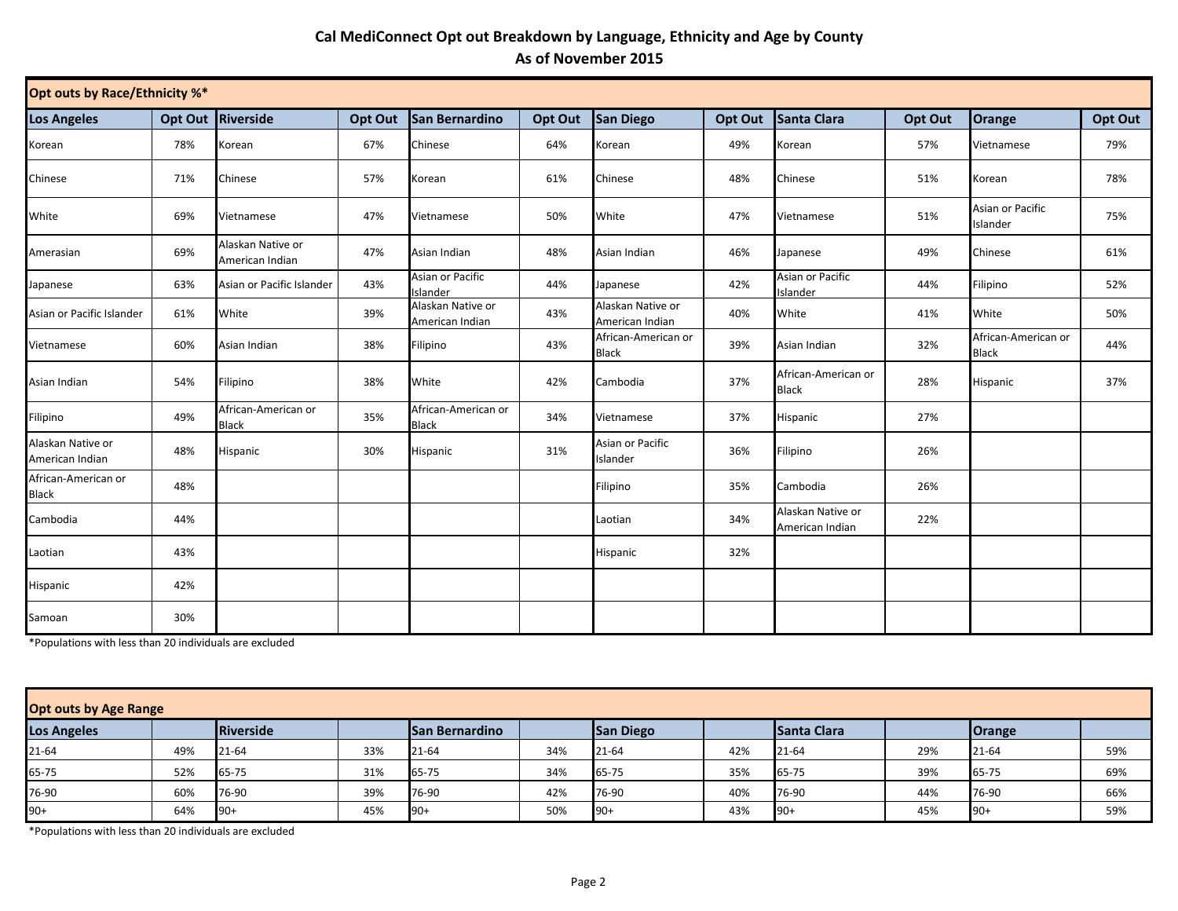## Cal MediConnect Opt out Breakdown by Language, Ethnicity and Age by County
## As of November 2015

**Opt outs by Race/Ethnicity %***

| Los Angeles | Opt Out | Riverside | Opt Out | San Bernardino | Opt Out | San Diego | Opt Out | Santa Clara | Opt Out | Orange | Opt Out |
|---|---|---|---|---|---|---|---|---|---|---|---|
| Korean | 78% | Korean | 67% | Chinese | 64% | Korean | 49% | Korean | 57% | Vietnamese | 79% |
| Chinese | 71% | Chinese | 57% | Korean | 61% | Chinese | 48% | Chinese | 51% | Korean | 78% |
| White | 69% | Vietnamese | 47% | Vietnamese | 50% | White | 47% | Vietnamese | 51% | Asian or Pacific Islander | 75% |
| Amerasian | 69% | Alaskan Native or American Indian | 47% | Asian Indian | 48% | Asian Indian | 46% | Japanese | 49% | Chinese | 61% |
| Japanese | 63% | Asian or Pacific Islander | 43% | Asian or Pacific Islander | 44% | Japanese | 42% | Asian or Pacific Islander | 44% | Filipino | 52% |
| Asian or Pacific Islander | 61% | White | 39% | Alaskan Native or American Indian | 43% | Alaskan Native or American Indian | 40% | White | 41% | White | 50% |
| Vietnamese | 60% | Asian Indian | 38% | Filipino | 43% | African-American or Black | 39% | Asian Indian | 32% | African-American or Black | 44% |
| Asian Indian | 54% | Filipino | 38% | White | 42% | Cambodia | 37% | African-American or Black | 28% | Hispanic | 37% |
| Filipino | 49% | African-American or Black | 35% | African-American or Black | 34% | Vietnamese | 37% | Hispanic | 27% | | |
| Alaskan Native or American Indian | 48% | Hispanic | 30% | Hispanic | 31% | Asian or Pacific Islander | 36% | Filipino | 26% | | |
| African-American or Black | 48% | | | | | Filipino | 35% | Cambodia | 26% | | |
| Cambodia | 44% | | | | | Laotian | 34% | Alaskan Native or American Indian | 22% | | |
| Laotian | 43% | | | | | Hispanic | 32% | | | | |
| Hispanic | 42% | | | | | | | | | | |
| Samoan | 30% | | | | | | | | | | |

*Populations with less than 20 individuals are excluded

**Opt outs by Age Range**

| Los Angeles | | Riverside | | San Bernardino | | San Diego | | Santa Clara | | Orange | |
|---|---|---|---|---|---|---|---|---|---|---|---|
| 21-64 | 49% | 21-64 | 33% | 21-64 | 34% | 21-64 | 42% | 21-64 | 29% | 21-64 | 59% |
| 65-75 | 52% | 65-75 | 31% | 65-75 | 34% | 65-75 | 35% | 65-75 | 39% | 65-75 | 69% |
| 76-90 | 60% | 76-90 | 39% | 76-90 | 42% | 76-90 | 40% | 76-90 | 44% | 76-90 | 66% |
| 90+ | 64% | 90+ | 45% | 90+ | 50% | 90+ | 43% | 90+ | 45% | 90+ | 59% |

*Populations with less than 20 individuals are excluded